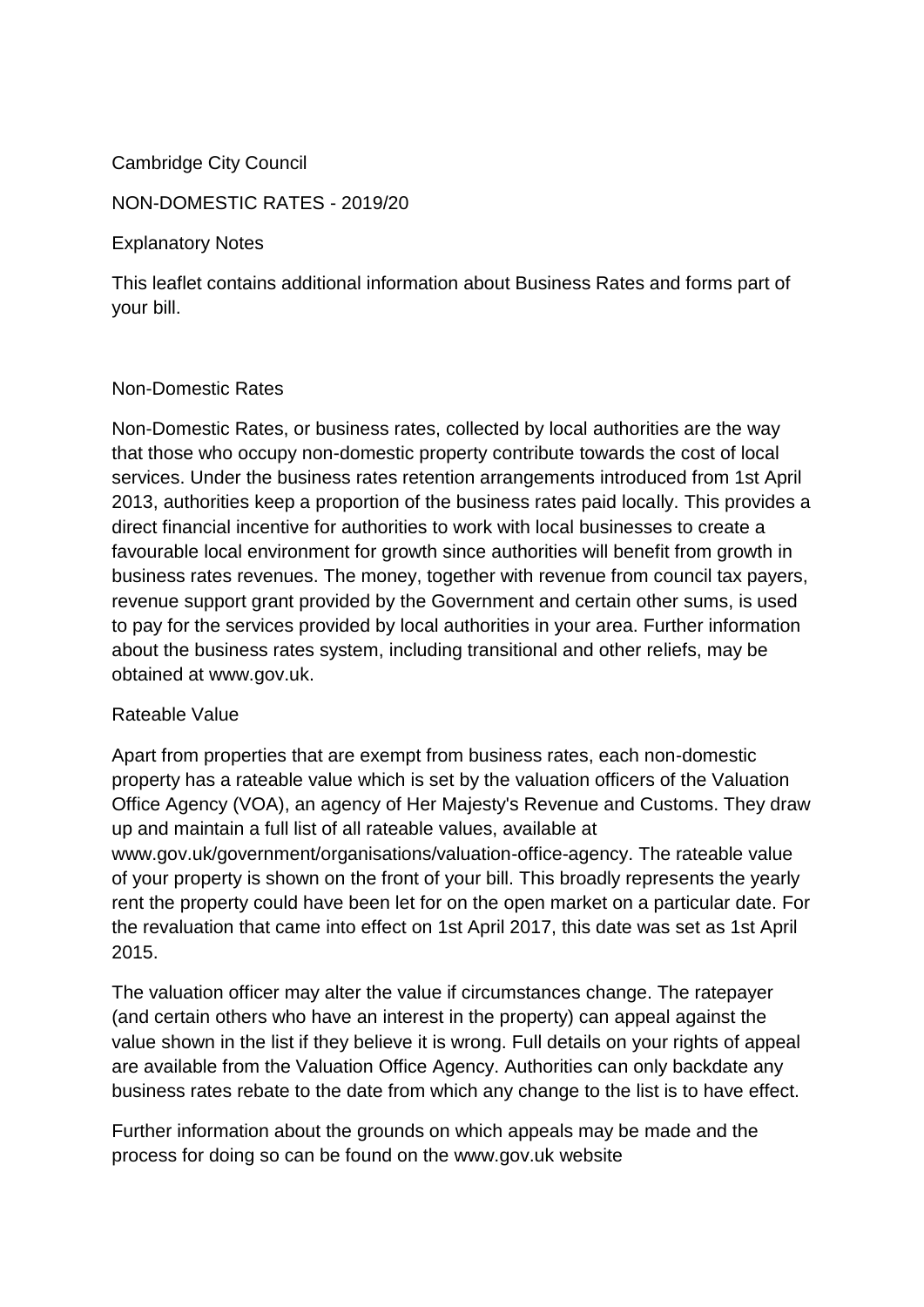Cambridge City Council

# NON-DOMESTIC RATES - 2019/20

## Explanatory Notes

This leaflet contains additional information about Business Rates and forms part of your bill.

## Non-Domestic Rates

Non-Domestic Rates, or business rates, collected by local authorities are the way that those who occupy non-domestic property contribute towards the cost of local services. Under the business rates retention arrangements introduced from 1st April 2013, authorities keep a proportion of the business rates paid locally. This provides a direct financial incentive for authorities to work with local businesses to create a favourable local environment for growth since authorities will benefit from growth in business rates revenues. The money, together with revenue from council tax payers, revenue support grant provided by the Government and certain other sums, is used to pay for the services provided by local authorities in your area. Further information about the business rates system, including transitional and other reliefs, may be obtained at www.gov.uk.

## Rateable Value

Apart from properties that are exempt from business rates, each non-domestic property has a rateable value which is set by the valuation officers of the Valuation Office Agency (VOA), an agency of Her Majesty's Revenue and Customs. They draw up and maintain a full list of all rateable values, available at www.gov.uk/government/organisations/valuation-office-agency. The rateable value of your property is shown on the front of your bill. This broadly represents the yearly rent the property could have been let for on the open market on a particular date. For the revaluation that came into effect on 1st April 2017, this date was set as 1st April 2015.

The valuation officer may alter the value if circumstances change. The ratepayer (and certain others who have an interest in the property) can appeal against the value shown in the list if they believe it is wrong. Full details on your rights of appeal are available from the Valuation Office Agency. Authorities can only backdate any business rates rebate to the date from which any change to the list is to have effect.

Further information about the grounds on which appeals may be made and the process for doing so can be found on the www.gov.uk website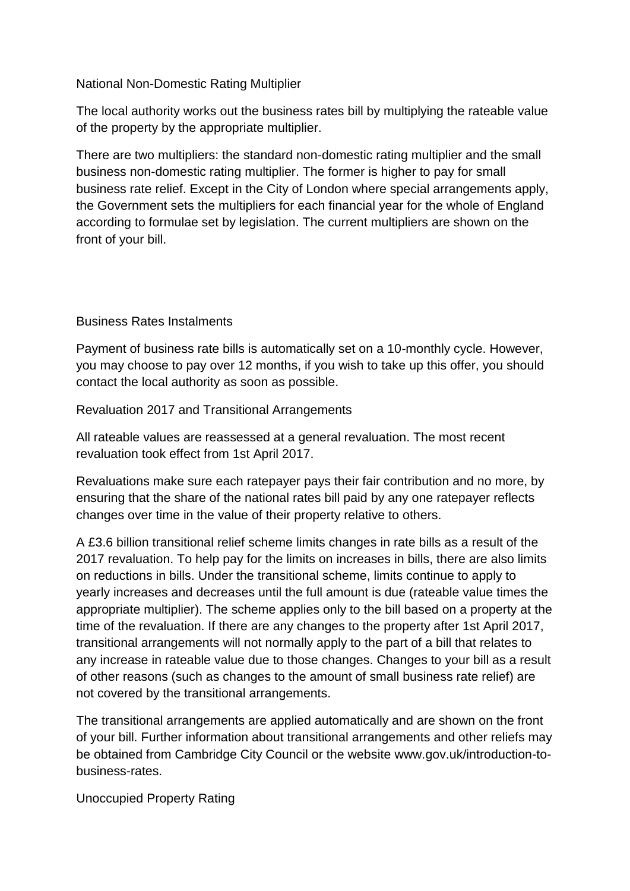## National Non-Domestic Rating Multiplier

The local authority works out the business rates bill by multiplying the rateable value of the property by the appropriate multiplier.

There are two multipliers: the standard non-domestic rating multiplier and the small business non-domestic rating multiplier. The former is higher to pay for small business rate relief. Except in the City of London where special arrangements apply, the Government sets the multipliers for each financial year for the whole of England according to formulae set by legislation. The current multipliers are shown on the front of your bill.

## Business Rates Instalments

Payment of business rate bills is automatically set on a 10-monthly cycle. However, you may choose to pay over 12 months, if you wish to take up this offer, you should contact the local authority as soon as possible.

## Revaluation 2017 and Transitional Arrangements

All rateable values are reassessed at a general revaluation. The most recent revaluation took effect from 1st April 2017.

Revaluations make sure each ratepayer pays their fair contribution and no more, by ensuring that the share of the national rates bill paid by any one ratepayer reflects changes over time in the value of their property relative to others.

A £3.6 billion transitional relief scheme limits changes in rate bills as a result of the 2017 revaluation. To help pay for the limits on increases in bills, there are also limits on reductions in bills. Under the transitional scheme, limits continue to apply to yearly increases and decreases until the full amount is due (rateable value times the appropriate multiplier). The scheme applies only to the bill based on a property at the time of the revaluation. If there are any changes to the property after 1st April 2017, transitional arrangements will not normally apply to the part of a bill that relates to any increase in rateable value due to those changes. Changes to your bill as a result of other reasons (such as changes to the amount of small business rate relief) are not covered by the transitional arrangements.

The transitional arrangements are applied automatically and are shown on the front of your bill. Further information about transitional arrangements and other reliefs may be obtained from Cambridge City Council or the website www.gov.uk/introduction-to-business-rates.

## Unoccupied Property Rating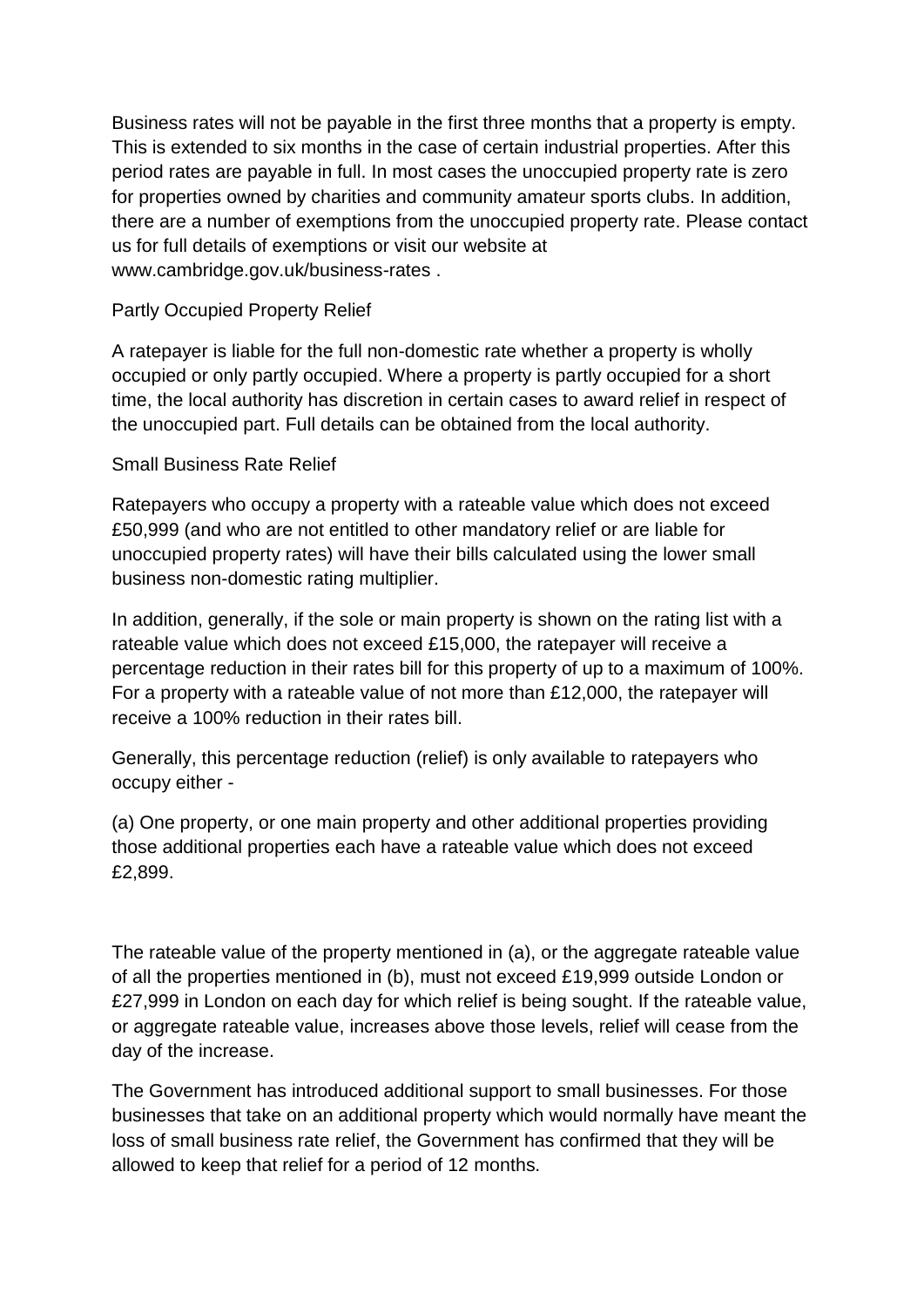Business rates will not be payable in the first three months that a property is empty. This is extended to six months in the case of certain industrial properties. After this period rates are payable in full. In most cases the unoccupied property rate is zero for properties owned by charities and community amateur sports clubs. In addition, there are a number of exemptions from the unoccupied property rate. Please contact us for full details of exemptions or visit our website at www.cambridge.gov.uk/business-rates .

## Partly Occupied Property Relief

A ratepayer is liable for the full non-domestic rate whether a property is wholly occupied or only partly occupied. Where a property is partly occupied for a short time, the local authority has discretion in certain cases to award relief in respect of the unoccupied part. Full details can be obtained from the local authority.

## Small Business Rate Relief

Ratepayers who occupy a property with a rateable value which does not exceed £50,999 (and who are not entitled to other mandatory relief or are liable for unoccupied property rates) will have their bills calculated using the lower small business non-domestic rating multiplier.

In addition, generally, if the sole or main property is shown on the rating list with a rateable value which does not exceed £15,000, the ratepayer will receive a percentage reduction in their rates bill for this property of up to a maximum of 100%. For a property with a rateable value of not more than £12,000, the ratepayer will receive a 100% reduction in their rates bill.

Generally, this percentage reduction (relief) is only available to ratepayers who occupy either -

(a) One property, or one main property and other additional properties providing those additional properties each have a rateable value which does not exceed £2,899.

The rateable value of the property mentioned in (a), or the aggregate rateable value of all the properties mentioned in (b), must not exceed £19,999 outside London or £27,999 in London on each day for which relief is being sought. If the rateable value, or aggregate rateable value, increases above those levels, relief will cease from the day of the increase.

The Government has introduced additional support to small businesses. For those businesses that take on an additional property which would normally have meant the loss of small business rate relief, the Government has confirmed that they will be allowed to keep that relief for a period of 12 months.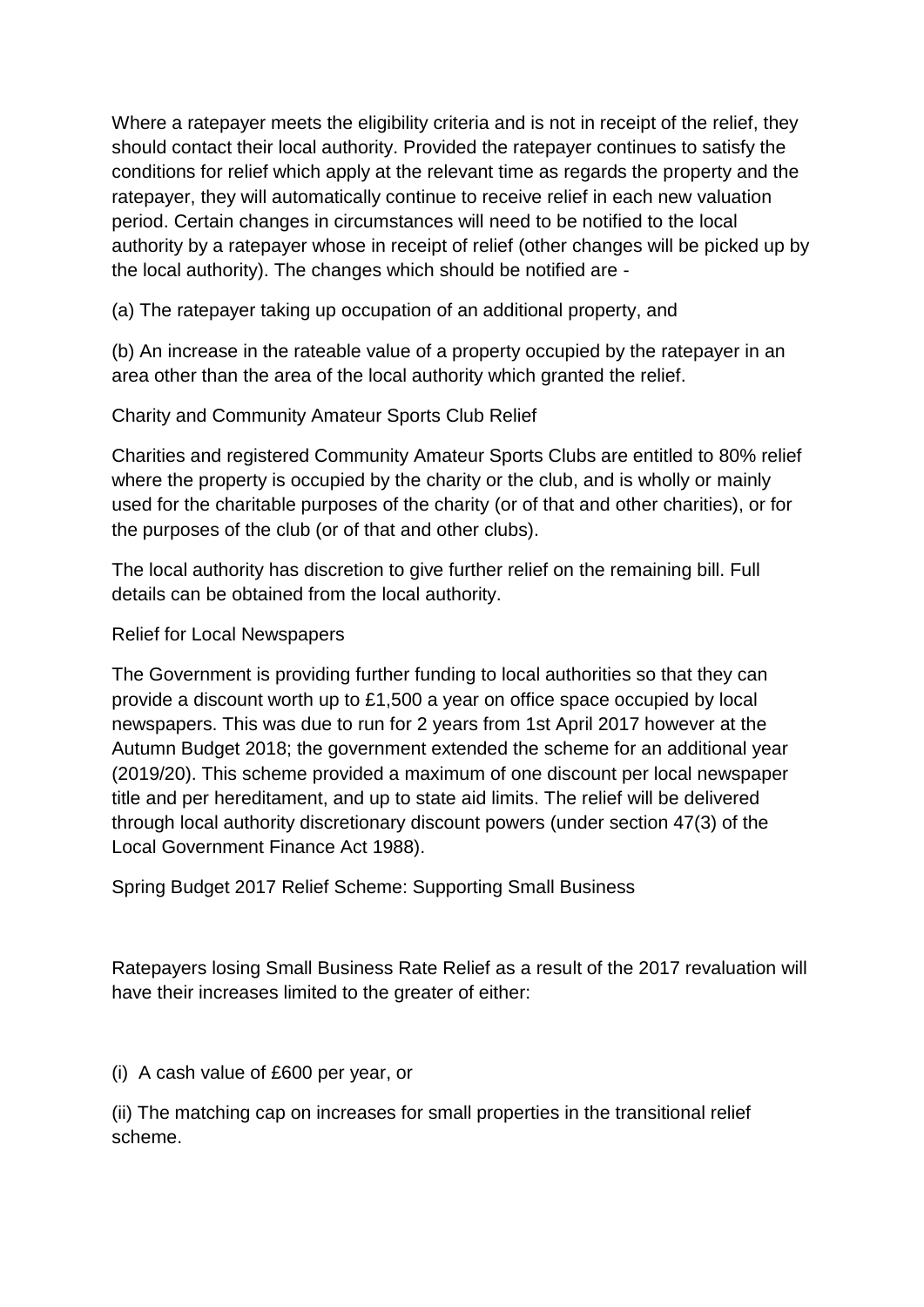Where a ratepayer meets the eligibility criteria and is not in receipt of the relief, they should contact their local authority. Provided the ratepayer continues to satisfy the conditions for relief which apply at the relevant time as regards the property and the ratepayer, they will automatically continue to receive relief in each new valuation period. Certain changes in circumstances will need to be notified to the local authority by a ratepayer whose in receipt of relief (other changes will be picked up by the local authority). The changes which should be notified are -

(a) The ratepayer taking up occupation of an additional property, and

(b) An increase in the rateable value of a property occupied by the ratepayer in an area other than the area of the local authority which granted the relief.

## Charity and Community Amateur Sports Club Relief

Charities and registered Community Amateur Sports Clubs are entitled to 80% relief where the property is occupied by the charity or the club, and is wholly or mainly used for the charitable purposes of the charity (or of that and other charities), or for the purposes of the club (or of that and other clubs).

The local authority has discretion to give further relief on the remaining bill. Full details can be obtained from the local authority.

## Relief for Local Newspapers

The Government is providing further funding to local authorities so that they can provide a discount worth up to £1,500 a year on office space occupied by local newspapers. This was due to run for 2 years from 1st April 2017 however at the Autumn Budget 2018; the government extended the scheme for an additional year (2019/20). This scheme provided a maximum of one discount per local newspaper title and per hereditament, and up to state aid limits. The relief will be delivered through local authority discretionary discount powers (under section 47(3) of the Local Government Finance Act 1988).

## Spring Budget 2017 Relief Scheme: Supporting Small Business

Ratepayers losing Small Business Rate Relief as a result of the 2017 revaluation will have their increases limited to the greater of either:

(i) A cash value of £600 per year, or

(ii) The matching cap on increases for small properties in the transitional relief scheme.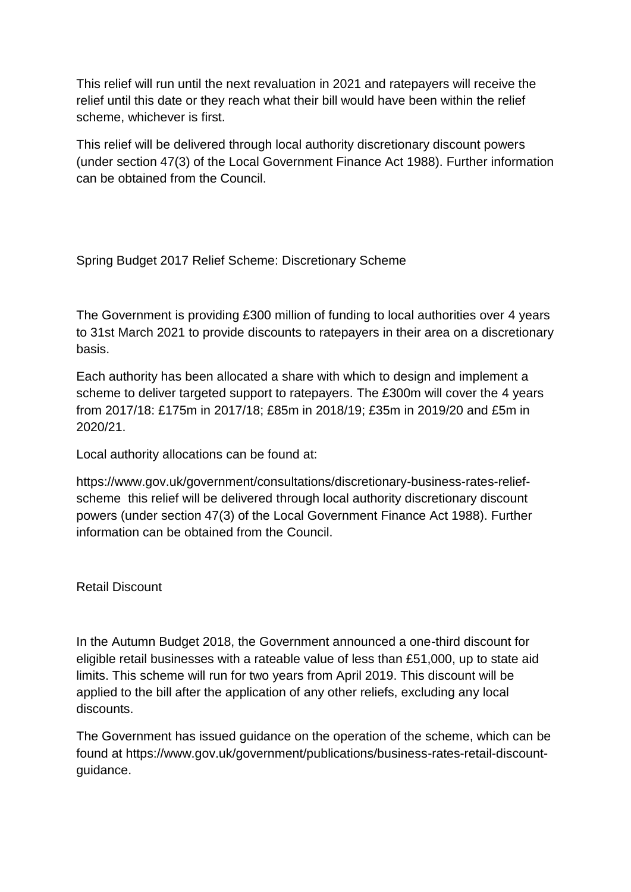This relief will run until the next revaluation in 2021 and ratepayers will receive the relief until this date or they reach what their bill would have been within the relief scheme, whichever is first.

This relief will be delivered through local authority discretionary discount powers (under section 47(3) of the Local Government Finance Act 1988). Further information can be obtained from the Council.

## Spring Budget 2017 Relief Scheme: Discretionary Scheme

The Government is providing £300 million of funding to local authorities over 4 years to 31st March 2021 to provide discounts to ratepayers in their area on a discretionary basis.

Each authority has been allocated a share with which to design and implement a scheme to deliver targeted support to ratepayers. The £300m will cover the 4 years from 2017/18: £175m in 2017/18; £85m in 2018/19; £35m in 2019/20 and £5m in 2020/21.

Local authority allocations can be found at:

https://www.gov.uk/government/consultations/discretionary-business-rates-relief-scheme this relief will be delivered through local authority discretionary discount powers (under section 47(3) of the Local Government Finance Act 1988). Further information can be obtained from the Council.

## Retail Discount

In the Autumn Budget 2018, the Government announced a one-third discount for eligible retail businesses with a rateable value of less than £51,000, up to state aid limits. This scheme will run for two years from April 2019. This discount will be applied to the bill after the application of any other reliefs, excluding any local discounts.

The Government has issued guidance on the operation of the scheme, which can be found at https://www.gov.uk/government/publications/business-rates-retail-discount-guidance.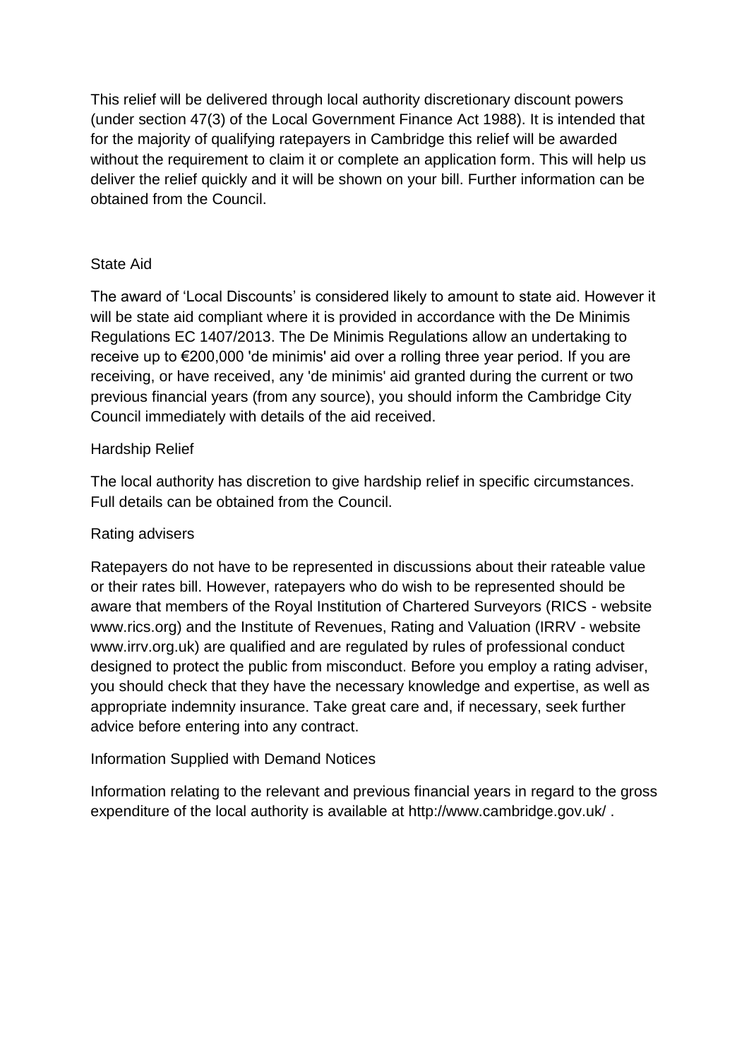This relief will be delivered through local authority discretionary discount powers (under section 47(3) of the Local Government Finance Act 1988). It is intended that for the majority of qualifying ratepayers in Cambridge this relief will be awarded without the requirement to claim it or complete an application form. This will help us deliver the relief quickly and it will be shown on your bill. Further information can be obtained from the Council.

## State Aid

The award of 'Local Discounts' is considered likely to amount to state aid. However it will be state aid compliant where it is provided in accordance with the De Minimis Regulations EC 1407/2013. The De Minimis Regulations allow an undertaking to receive up to €200,000 'de minimis' aid over a rolling three year period. If you are receiving, or have received, any 'de minimis' aid granted during the current or two previous financial years (from any source), you should inform the Cambridge City Council immediately with details of the aid received.

## Hardship Relief

The local authority has discretion to give hardship relief in specific circumstances. Full details can be obtained from the Council.

## Rating advisers

Ratepayers do not have to be represented in discussions about their rateable value or their rates bill. However, ratepayers who do wish to be represented should be aware that members of the Royal Institution of Chartered Surveyors (RICS - website www.rics.org) and the Institute of Revenues, Rating and Valuation (IRRV - website www.irrv.org.uk) are qualified and are regulated by rules of professional conduct designed to protect the public from misconduct. Before you employ a rating adviser, you should check that they have the necessary knowledge and expertise, as well as appropriate indemnity insurance. Take great care and, if necessary, seek further advice before entering into any contract.

## Information Supplied with Demand Notices

Information relating to the relevant and previous financial years in regard to the gross expenditure of the local authority is available at http://www.cambridge.gov.uk/ .